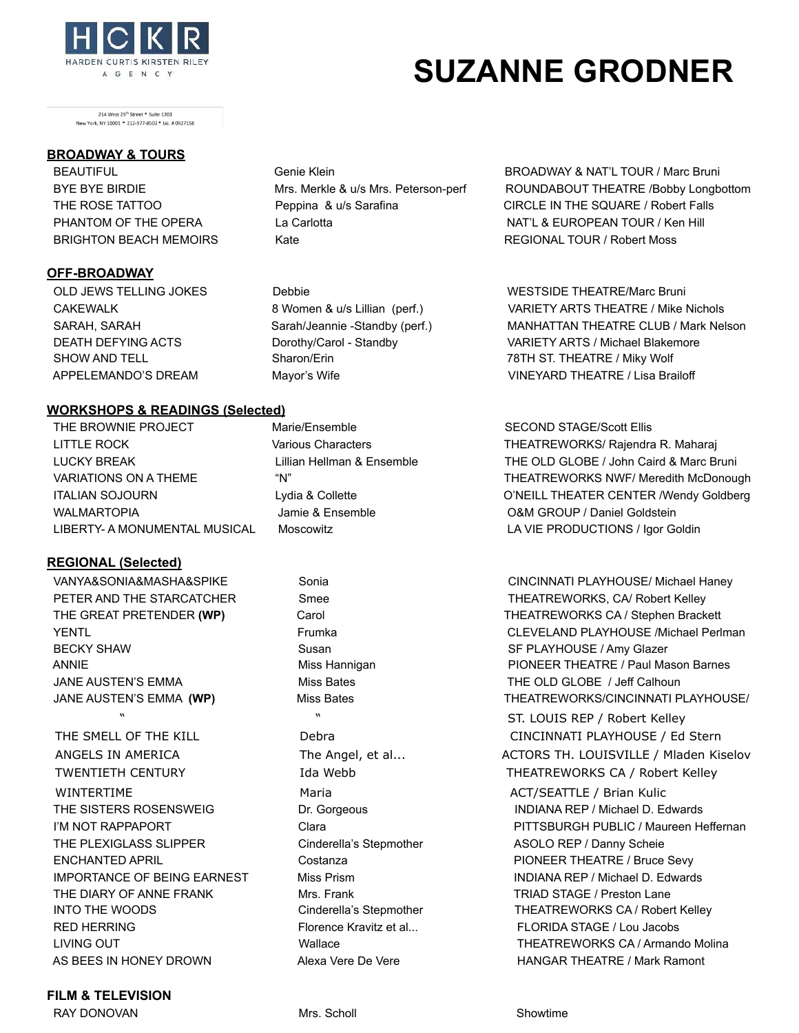HCKR
HARDEN CURTIS KIRSTEN RILEY
AGENCY

214 West 29th Street • Suite 1203
New York, NY 10001 • 212-977-8502 • Lic. # 0927158

# SUZANNE GRODNER

## BROADWAY & TOURS

| | | |
|---|---|---|
| BEAUTIFUL | Genie Klein | BROADWAY & NAT'L TOUR / Marc Bruni |
| BYE BYE BIRDIE | Mrs. Merkle & u/s Mrs. Peterson-perf | ROUNDABOUT THEATRE /Bobby Longbottom |
| THE ROSE TATTOO | Peppina & u/s Sarafina | CIRCLE IN THE SQUARE / Robert Falls |
| PHANTOM OF THE OPERA | La Carlotta | NAT'L & EUROPEAN TOUR / Ken Hill |
| BRIGHTON BEACH MEMOIRS | Kate | REGIONAL TOUR / Robert Moss |

## OFF-BROADWAY

| | | |
|---|---|---|
| OLD JEWS TELLING JOKES | Debbie | WESTSIDE THEATRE/Marc Bruni |
| CAKEWALK | 8 Women & u/s Lillian (perf.) | VARIETY ARTS THEATRE / Mike Nichols |
| SARAH, SARAH | Sarah/Jeannie -Standby (perf.) | MANHATTAN THEATRE CLUB / Mark Nelson |
| DEATH DEFYING ACTS | Dorothy/Carol - Standby | VARIETY ARTS / Michael Blakemore |
| SHOW AND TELL | Sharon/Erin | 78TH ST. THEATRE / Miky Wolf |
| APPELEMANDO'S DREAM | Mayor's Wife | VINEYARD THEATRE / Lisa Brailoff |

## WORKSHOPS & READINGS (Selected)

| | | |
|---|---|---|
| THE BROWNIE PROJECT | Marie/Ensemble | SECOND STAGE/Scott Ellis |
| LITTLE ROCK | Various Characters | THEATREWORKS/ Rajendra R. Maharaj |
| LUCKY BREAK | Lillian Hellman & Ensemble | THE OLD GLOBE / John Caird & Marc Bruni |
| VARIATIONS ON A THEME | "N" | THEATREWORKS NWF/ Meredith McDonough |
| ITALIAN SOJOURN | Lydia & Collette | O'NEILL THEATER CENTER /Wendy Goldberg |
| WALMARTOPIA | Jamie & Ensemble | O&M GROUP / Daniel Goldstein |
| LIBERTY- A MONUMENTAL MUSICAL | Moscowitz | LA VIE PRODUCTIONS / Igor Goldin |

## REGIONAL (Selected)

| | | |
|---|---|---|
| VANYA&SONIA&MASHA&SPIKE | Sonia | CINCINNATI PLAYHOUSE/ Michael Haney |
| PETER AND THE STARCATCHER | Smee | THEATREWORKS, CA/ Robert Kelley |
| THE GREAT PRETENDER **(WP)** | Carol | THEATREWORKS CA / Stephen Brackett |
| YENTL | Frumka | CLEVELAND PLAYHOUSE /Michael Perlman |
| BECKY SHAW | Susan | SF PLAYHOUSE / Amy Glazer |
| ANNIE | Miss Hannigan | PIONEER THEATRE / Paul Mason Barnes |
| JANE AUSTEN'S EMMA | Miss Bates | THE OLD GLOBE / Jeff Calhoun |
| JANE AUSTEN'S EMMA **(WP)** | Miss Bates | THEATREWORKS/CINCINNATI PLAYHOUSE/ |
| " | " | ST. LOUIS REP / Robert Kelley |
| THE SMELL OF THE KILL | Debra | CINCINNATI PLAYHOUSE / Ed Stern |
| ANGELS IN AMERICA | The Angel, et al... | ACTORS TH. LOUISVILLE / Mladen Kiselov |
| TWENTIETH CENTURY | Ida Webb | THEATREWORKS CA / Robert Kelley |
| WINTERTIME | Maria | ACT/SEATTLE / Brian Kulic |
| THE SISTERS ROSENSWEIG | Dr. Gorgeous | INDIANA REP / Michael D. Edwards |
| I'M NOT RAPPAPORT | Clara | PITTSBURGH PUBLIC / Maureen Heffernan |
| THE PLEXIGLASS SLIPPER | Cinderella's Stepmother | ASOLO REP / Danny Scheie |
| ENCHANTED APRIL | Costanza | PIONEER THEATRE / Bruce Sevy |
| IMPORTANCE OF BEING EARNEST | Miss Prism | INDIANA REP / Michael D. Edwards |
| THE DIARY OF ANNE FRANK | Mrs. Frank | TRIAD STAGE / Preston Lane |
| INTO THE WOODS | Cinderella's Stepmother | THEATREWORKS CA / Robert Kelley |
| RED HERRING | Florence Kravitz et al... | FLORIDA STAGE / Lou Jacobs |
| LIVING OUT | Wallace | THEATREWORKS CA / Armando Molina |
| AS BEES IN HONEY DROWN | Alexa Vere De Vere | HANGAR THEATRE / Mark Ramont |

## FILM & TELEVISION

| | | |
|---|---|---|
| RAY DONOVAN | Mrs. Scholl | Showtime |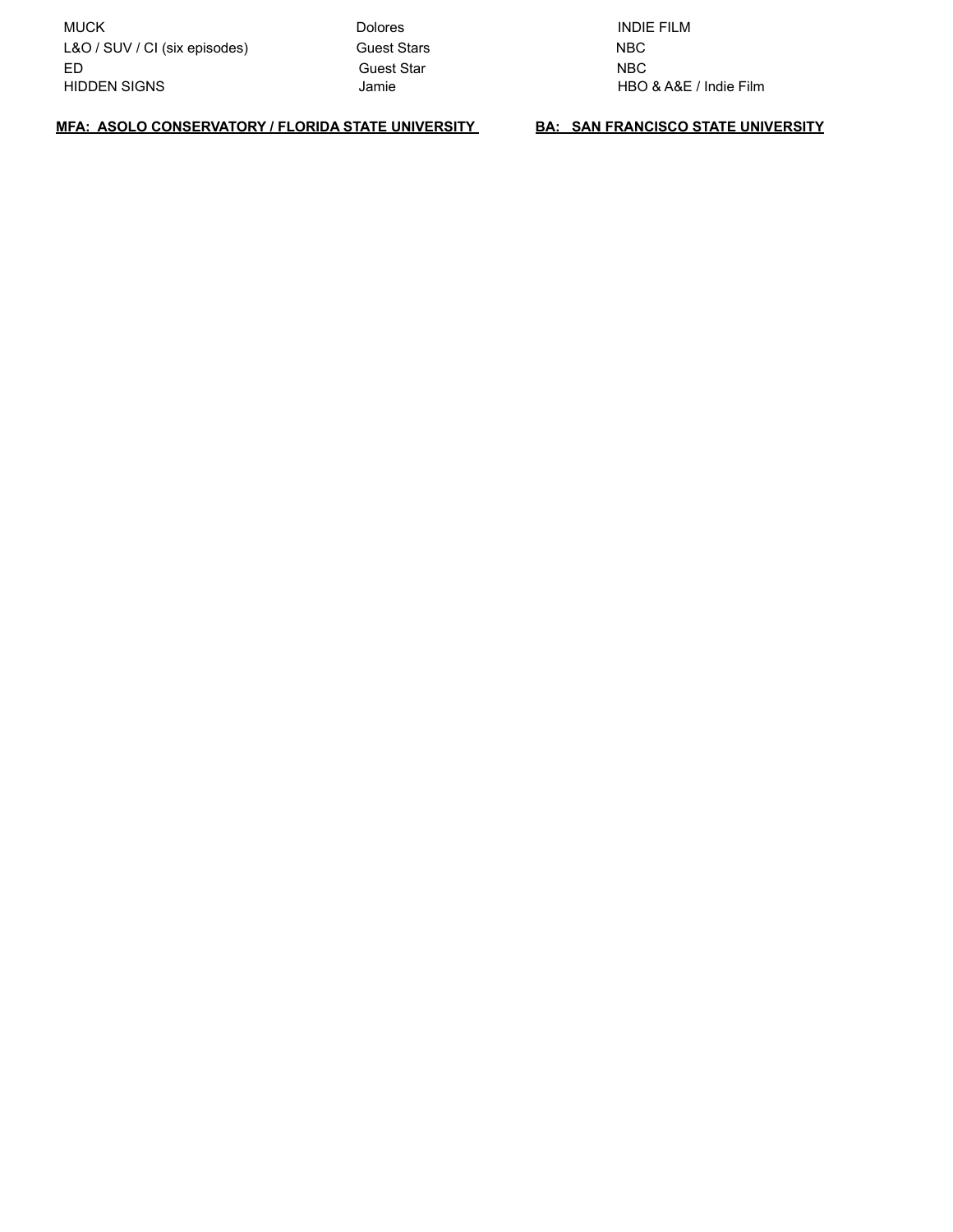| | | |
|---|---|---|
| MUCK | Dolores | INDIE FILM |
| L&O / SUV / CI (six episodes) | Guest Stars | NBC |
| ED | Guest Star | NBC |
| HIDDEN SIGNS | Jamie | HBO & A&E / Indie Film |

**MFA: ASOLO CONSERVATORY / FLORIDA STATE UNIVERSITY**

**BA: SAN FRANCISCO STATE UNIVERSITY**